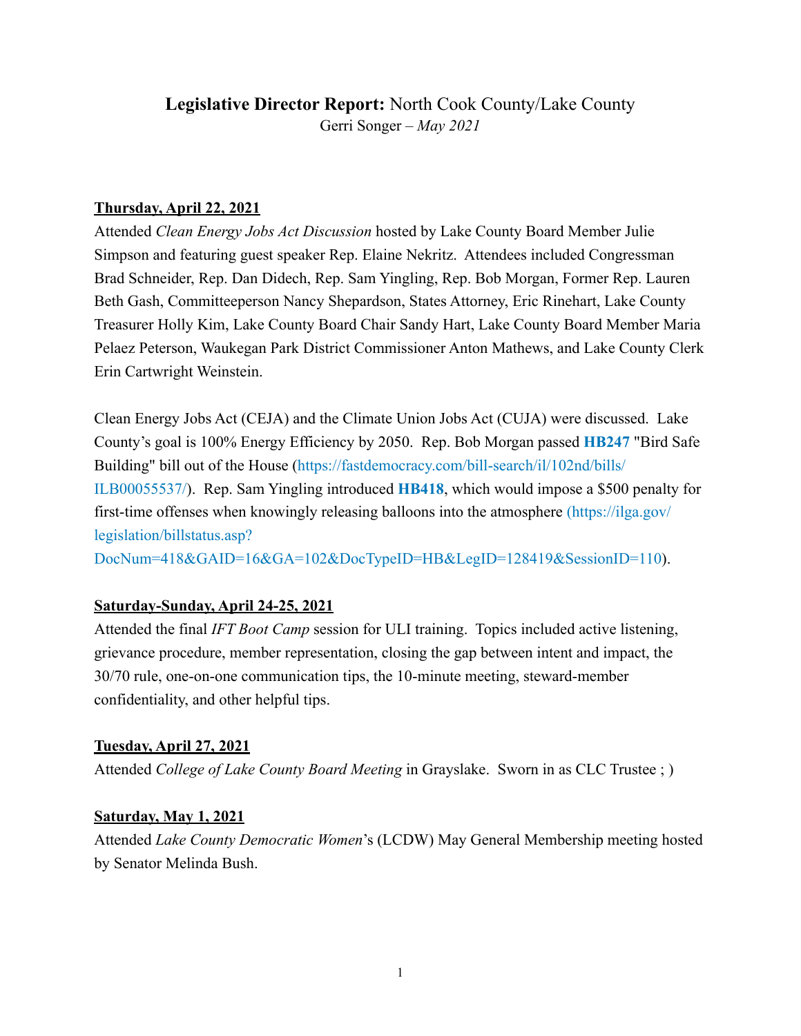# **Legislative Director Report:** North Cook County/Lake County

Gerri Songer – *May 2021*

**Thursday, April 22, 2021**

Attended *Clean Energy Jobs Act Discussion* hosted by Lake County Board Member Julie Simpson and featuring guest speaker Rep. Elaine Nekritz. Attendees included Congressman Brad Schneider, Rep. Dan Didech, Rep. Sam Yingling, Rep. Bob Morgan, Former Rep. Lauren Beth Gash, Committeeperson Nancy Shepardson, States Attorney, Eric Rinehart, Lake County Treasurer Holly Kim, Lake County Board Chair Sandy Hart, Lake County Board Member Maria Pelaez Peterson, Waukegan Park District Commissioner Anton Mathews, and Lake County Clerk Erin Cartwright Weinstein.

Clean Energy Jobs Act (CEJA) and the Climate Union Jobs Act (CUJA) were discussed. Lake County's goal is 100% Energy Efficiency by 2050. Rep. Bob Morgan passed **HB247** "Bird Safe Building" bill out of the House (https://fastdemocracy.com/bill-search/il/102nd/bills/ILB00055537/). Rep. Sam Yingling introduced **HB418**, which would impose a $500 penalty for first-time offenses when knowingly releasing balloons into the atmosphere (https://ilga.gov/legislation/billstatus.asp?DocNum=418&GAID=16&GA=102&DocTypeID=HB&LegID=128419&SessionID=110).

**Saturday-Sunday, April 24-25, 2021**

Attended the final *IFT Boot Camp* session for ULI training. Topics included active listening, grievance procedure, member representation, closing the gap between intent and impact, the 30/70 rule, one-on-one communication tips, the 10-minute meeting, steward-member confidentiality, and other helpful tips.

**Tuesday, April 27, 2021**

Attended *College of Lake County Board Meeting* in Grayslake. Sworn in as CLC Trustee ; )

**Saturday, May 1, 2021**

Attended *Lake County Democratic Women*'s (LCDW) May General Membership meeting hosted by Senator Melinda Bush.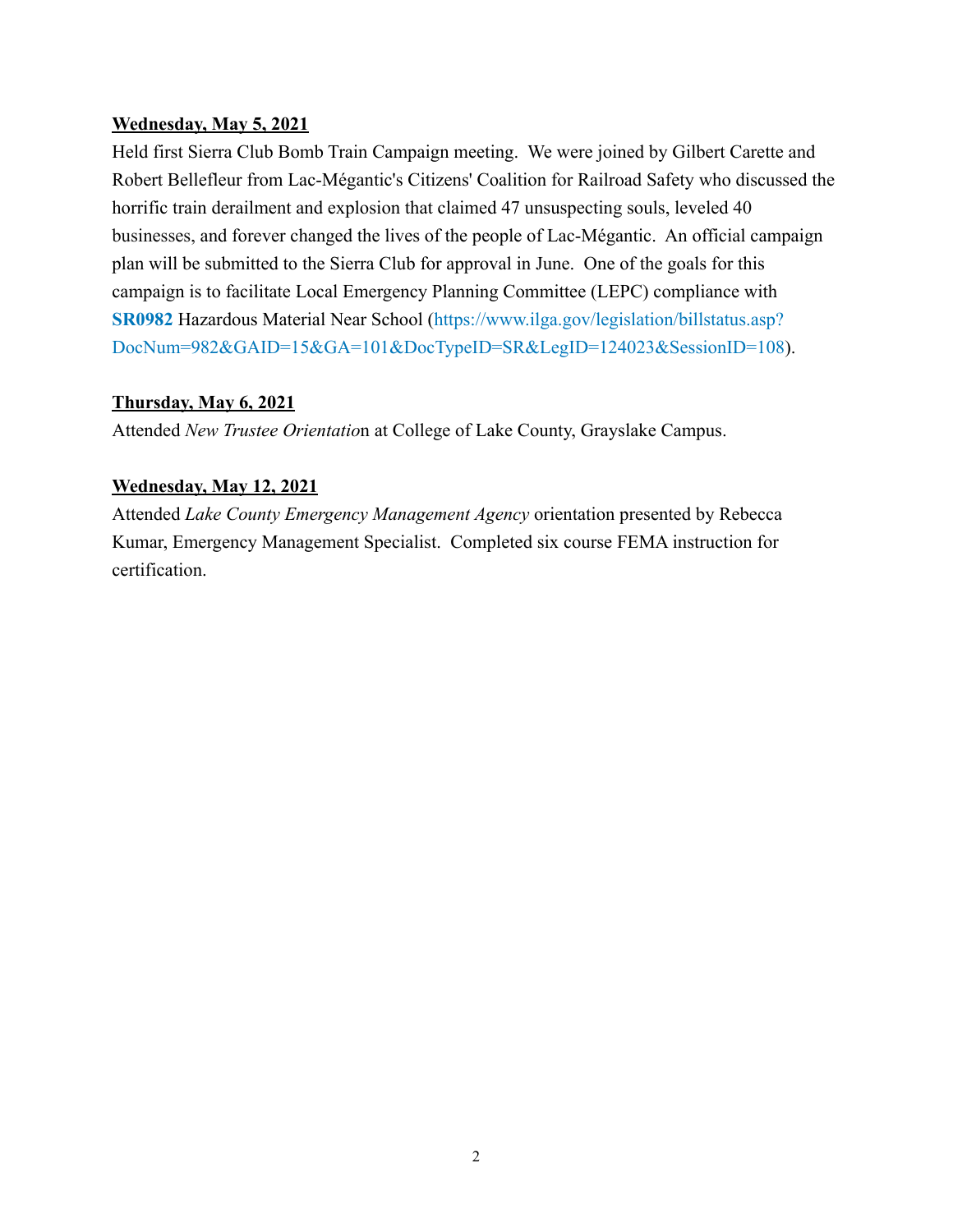**Wednesday, May 5, 2021**

Held first Sierra Club Bomb Train Campaign meeting.  We were joined by Gilbert Carette and Robert Bellefleur from Lac-Mégantic's Citizens' Coalition for Railroad Safety who discussed the horrific train derailment and explosion that claimed 47 unsuspecting souls, leveled 40 businesses, and forever changed the lives of the people of Lac-Mégantic.  An official campaign plan will be submitted to the Sierra Club for approval in June.  One of the goals for this campaign is to facilitate Local Emergency Planning Committee (LEPC) compliance with **SR0982** Hazardous Material Near School (https://www.ilga.gov/legislation/billstatus.asp?DocNum=982&GAID=15&GA=101&DocTypeID=SR&LegID=124023&SessionID=108).

**Thursday, May 6, 2021**

Attended *New Trustee Orientation* at College of Lake County, Grayslake Campus.

**Wednesday, May 12, 2021**

Attended *Lake County Emergency Management Agency* orientation presented by Rebecca Kumar, Emergency Management Specialist.  Completed six course FEMA instruction for certification.